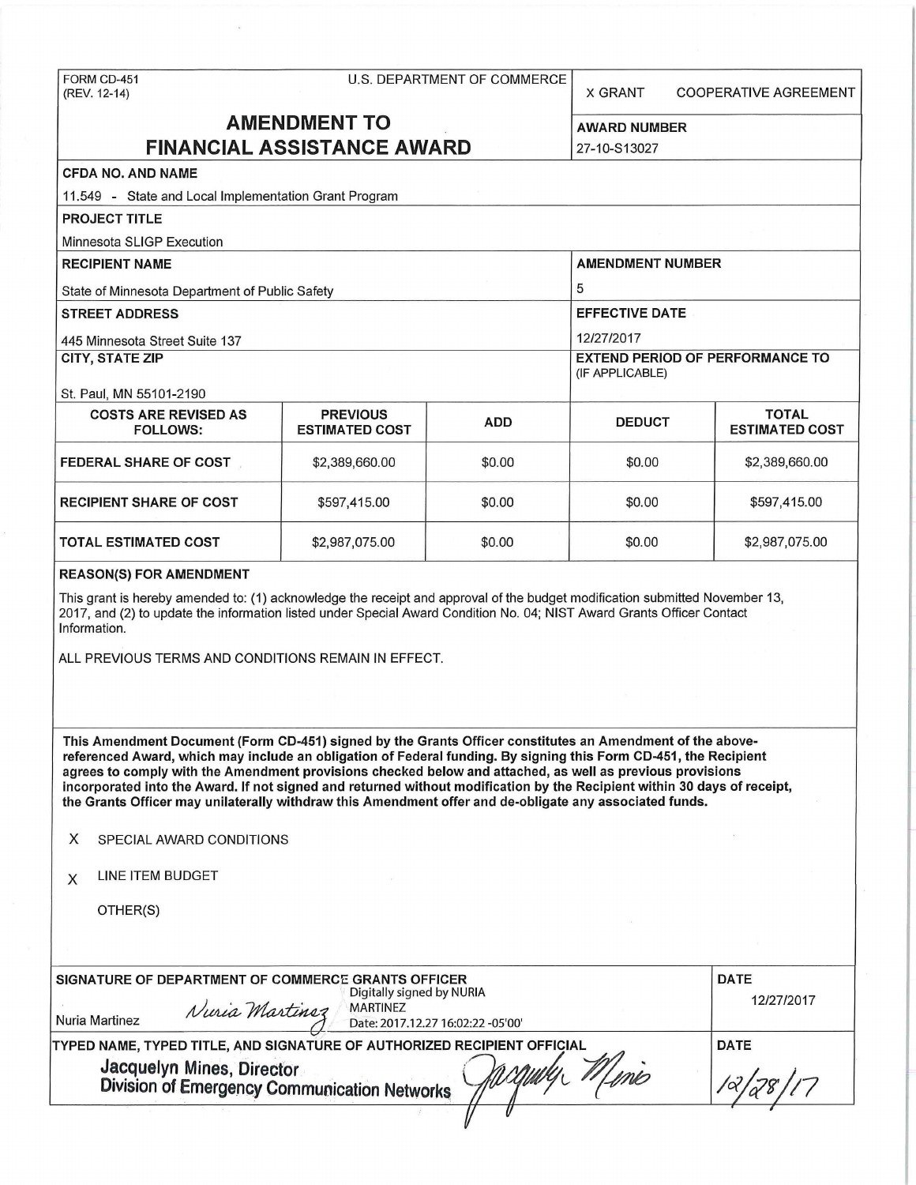FORM CD-451
(REV. 12-14)

U.S. DEPARTMENT OF COMMERCE

X GRANT    COOPERATIVE AGREEMENT

# AMENDMENT TO FINANCIAL ASSISTANCE AWARD

**AWARD NUMBER**
27-10-S13027

**CFDA NO. AND NAME**
11.549 - State and Local Implementation Grant Program

**PROJECT TITLE**
Minnesota SLIGP Execution

**RECIPIENT NAME**
State of Minnesota Department of Public Safety

**AMENDMENT NUMBER**
5

**STREET ADDRESS**
445 Minnesota Street Suite 137

**EFFECTIVE DATE**
12/27/2017

**CITY, STATE ZIP**
St. Paul, MN 55101-2190

**EXTEND PERIOD OF PERFORMANCE TO (IF APPLICABLE)**

| COSTS ARE REVISED AS FOLLOWS: | PREVIOUS ESTIMATED COST | ADD | DEDUCT | TOTAL ESTIMATED COST |
|---|---|---|---|---|
| FEDERAL SHARE OF COST | $2,389,660.00 | $0.00 | $0.00 | $2,389,660.00 |
| RECIPIENT SHARE OF COST | $597,415.00 | $0.00 | $0.00 | $597,415.00 |
| TOTAL ESTIMATED COST | $2,987,075.00 | $0.00 | $0.00 | $2,987,075.00 |

**REASON(S) FOR AMENDMENT**

This grant is hereby amended to: (1) acknowledge the receipt and approval of the budget modification submitted November 13, 2017, and (2) to update the information listed under Special Award Condition No. 04; NIST Award Grants Officer Contact Information.

ALL PREVIOUS TERMS AND CONDITIONS REMAIN IN EFFECT.

**This Amendment Document (Form CD-451) signed by the Grants Officer constitutes an Amendment of the above-referenced Award, which may include an obligation of Federal funding. By signing this Form CD-451, the Recipient agrees to comply with the Amendment provisions checked below and attached, as well as previous provisions incorporated into the Award. If not signed and returned without modification by the Recipient within 30 days of receipt, the Grants Officer may unilaterally withdraw this Amendment offer and de-obligate any associated funds.**

X SPECIAL AWARD CONDITIONS

X LINE ITEM BUDGET

OTHER(S)

**SIGNATURE OF DEPARTMENT OF COMMERCE GRANTS OFFICER**
Nuria Martinez    *Nuria Martinez*    Digitally signed by NURIA MARTINEZ Date: 2017.12.27 16:02:22 -05'00'

**DATE**
12/27/2017

**TYPED NAME, TYPED TITLE, AND SIGNATURE OF AUTHORIZED RECIPIENT OFFICIAL**
Jacquelyn Mines, Director
Division of Emergency Communication Networks    *Jacquelyn Mines*

**DATE**
12/28/17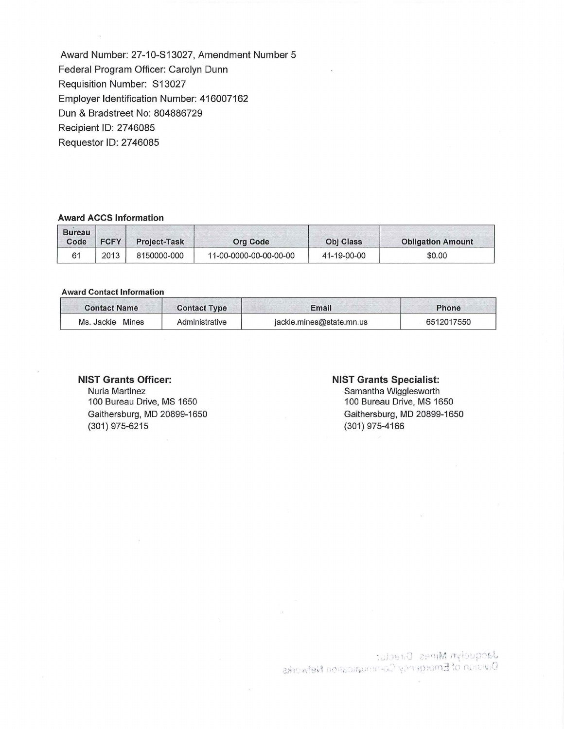Award Number: 27-10-S13027, Amendment Number 5
Federal Program Officer: Carolyn Dunn
Requisition Number: S13027
Employer Identification Number: 416007162
Dun & Bradstreet No: 804886729
Recipient ID: 2746085
Requestor ID: 2746085

**Award ACCS Information**

| Bureau Code | FCFY | Project-Task | Org Code | Obj Class | Obligation Amount |
|---|---|---|---|---|---|
| 61 | 2013 | 8150000-000 | 11-00-0000-00-00-00-00 | 41-19-00-00 | $0.00 |

**Award Contact Information**

| Contact Name | Contact Type | Email | Phone |
|---|---|---|---|
| Ms. Jackie Mines | Administrative | jackie.mines@state.mn.us | 6512017550 |

**NIST Grants Officer:**
Nuria Martinez
100 Bureau Drive, MS 1650
Gaithersburg, MD 20899-1650
(301) 975-6215

**NIST Grants Specialist:**
Samantha Wigglesworth
100 Bureau Drive, MS 1650
Gaithersburg, MD 20899-1650
(301) 975-4166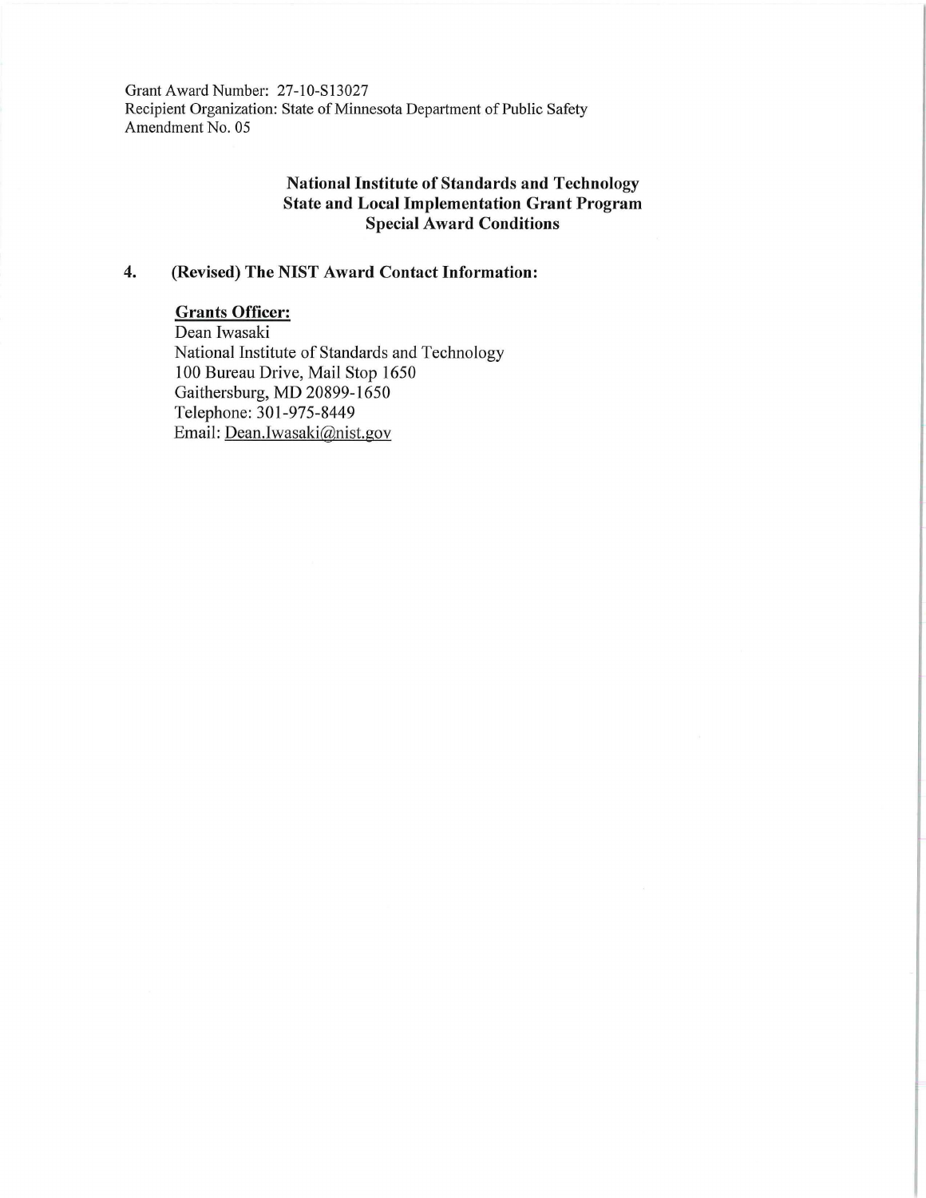Grant Award Number: 27-10-S13027
Recipient Organization: State of Minnesota Department of Public Safety
Amendment No. 05

**National Institute of Standards and Technology**
**State and Local Implementation Grant Program**
**Special Award Conditions**

**4. (Revised) The NIST Award Contact Information:**

**Grants Officer:**
Dean Iwasaki
National Institute of Standards and Technology
100 Bureau Drive, Mail Stop 1650
Gaithersburg, MD 20899-1650
Telephone: 301-975-8449
Email: Dean.Iwasaki@nist.gov